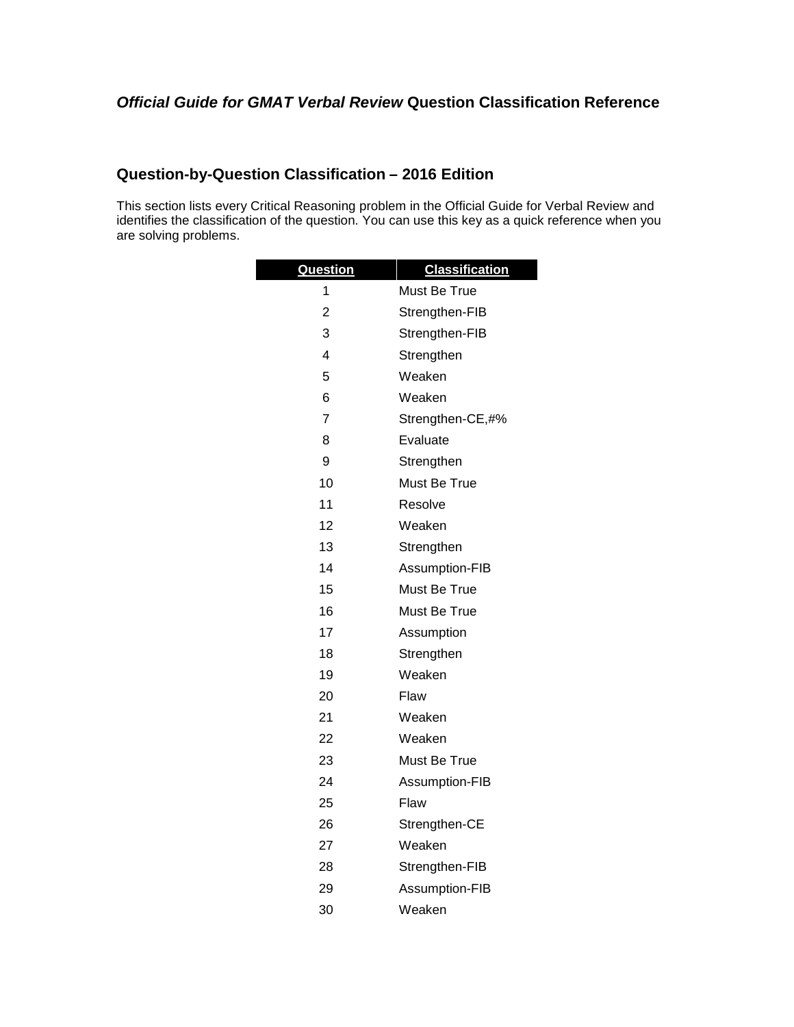## *Official Guide for GMAT Verbal Review* Question Classification Reference

### Question-by-Question Classification – 2016 Edition

This section lists every Critical Reasoning problem in the Official Guide for Verbal Review and identifies the classification of the question. You can use this key as a quick reference when you are solving problems.

| Question | Classification |
|---|---|
| 1 | Must Be True |
| 2 | Strengthen-FIB |
| 3 | Strengthen-FIB |
| 4 | Strengthen |
| 5 | Weaken |
| 6 | Weaken |
| 7 | Strengthen-CE,#% |
| 8 | Evaluate |
| 9 | Strengthen |
| 10 | Must Be True |
| 11 | Resolve |
| 12 | Weaken |
| 13 | Strengthen |
| 14 | Assumption-FIB |
| 15 | Must Be True |
| 16 | Must Be True |
| 17 | Assumption |
| 18 | Strengthen |
| 19 | Weaken |
| 20 | Flaw |
| 21 | Weaken |
| 22 | Weaken |
| 23 | Must Be True |
| 24 | Assumption-FIB |
| 25 | Flaw |
| 26 | Strengthen-CE |
| 27 | Weaken |
| 28 | Strengthen-FIB |
| 29 | Assumption-FIB |
| 30 | Weaken |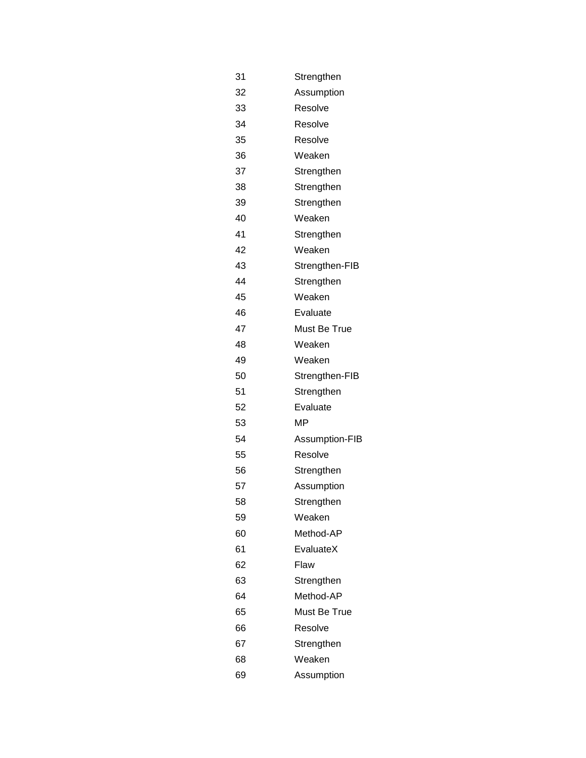| | |
|---|---|
| 31 | Strengthen |
| 32 | Assumption |
| 33 | Resolve |
| 34 | Resolve |
| 35 | Resolve |
| 36 | Weaken |
| 37 | Strengthen |
| 38 | Strengthen |
| 39 | Strengthen |
| 40 | Weaken |
| 41 | Strengthen |
| 42 | Weaken |
| 43 | Strengthen-FIB |
| 44 | Strengthen |
| 45 | Weaken |
| 46 | Evaluate |
| 47 | Must Be True |
| 48 | Weaken |
| 49 | Weaken |
| 50 | Strengthen-FIB |
| 51 | Strengthen |
| 52 | Evaluate |
| 53 | MP |
| 54 | Assumption-FIB |
| 55 | Resolve |
| 56 | Strengthen |
| 57 | Assumption |
| 58 | Strengthen |
| 59 | Weaken |
| 60 | Method-AP |
| 61 | EvaluateX |
| 62 | Flaw |
| 63 | Strengthen |
| 64 | Method-AP |
| 65 | Must Be True |
| 66 | Resolve |
| 67 | Strengthen |
| 68 | Weaken |
| 69 | Assumption |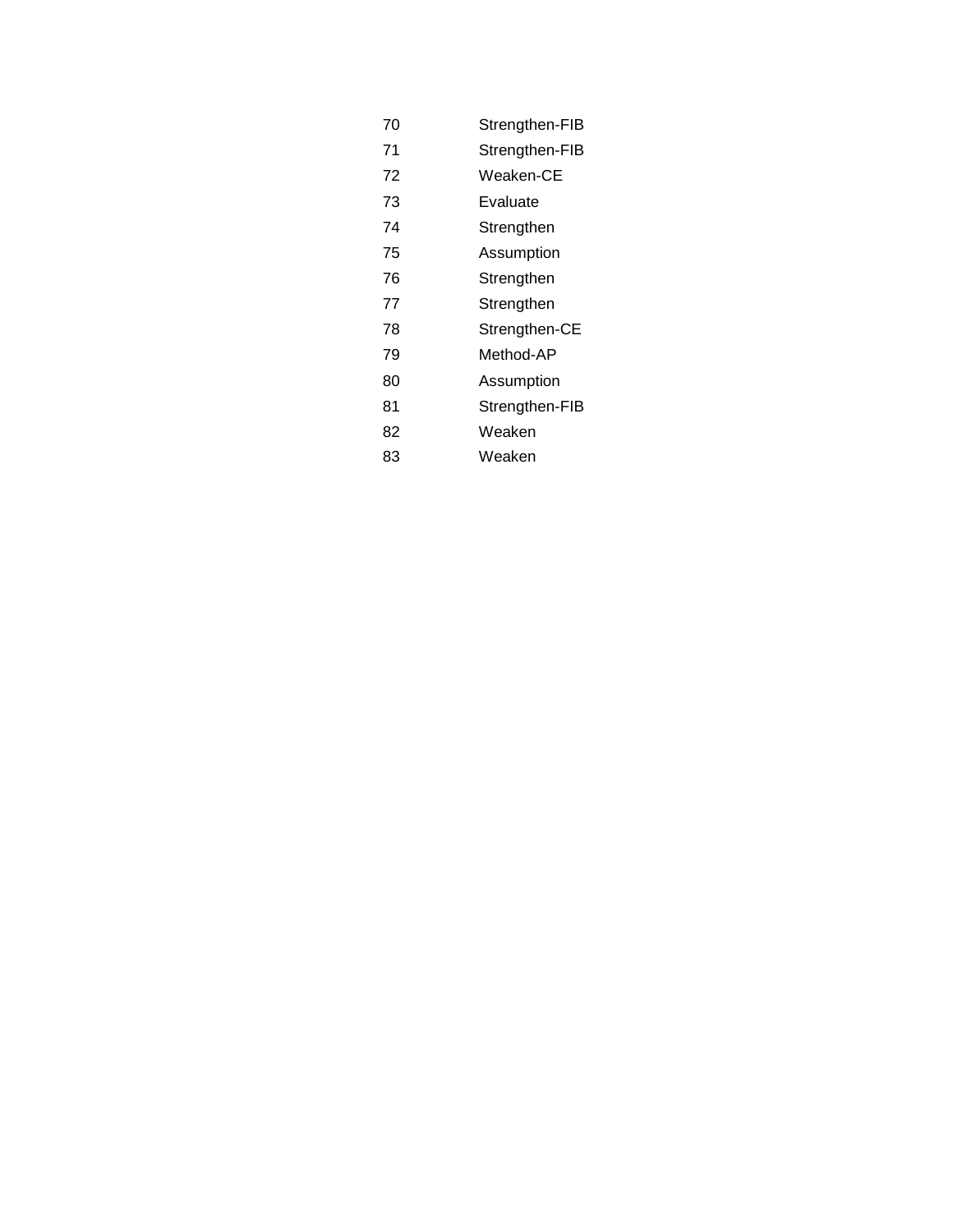| | |
|---|---|
| 70 | Strengthen-FIB |
| 71 | Strengthen-FIB |
| 72 | Weaken-CE |
| 73 | Evaluate |
| 74 | Strengthen |
| 75 | Assumption |
| 76 | Strengthen |
| 77 | Strengthen |
| 78 | Strengthen-CE |
| 79 | Method-AP |
| 80 | Assumption |
| 81 | Strengthen-FIB |
| 82 | Weaken |
| 83 | Weaken |